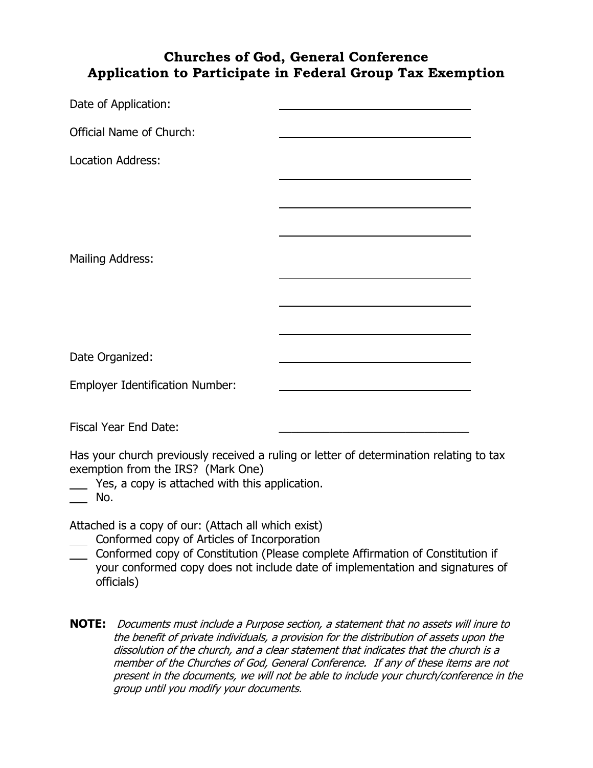# Churches of God, General Conference
# Application to Participate in Federal Group Tax Exemption

Date of Application: ______________________________

Official Name of Church: ______________________________

Location Address:

______________________________

______________________________

______________________________

Mailing Address:

______________________________

______________________________

______________________________

Date Organized: ______________________________

Employer Identification Number: ______________________________

Fiscal Year End Date: ______________________________

Has your church previously received a ruling or letter of determination relating to tax exemption from the IRS? (Mark One)

___ Yes, a copy is attached with this application.
___ No.

Attached is a copy of our: (Attach all which exist)

___ Conformed copy of Articles of Incorporation
___ Conformed copy of Constitution (Please complete Affirmation of Constitution if your conformed copy does not include date of implementation and signatures of officials)

**NOTE:** *Documents must include a Purpose section, a statement that no assets will inure to the benefit of private individuals, a provision for the distribution of assets upon the dissolution of the church, and a clear statement that indicates that the church is a member of the Churches of God, General Conference. If any of these items are not present in the documents, we will not be able to include your church/conference in the group until you modify your documents.*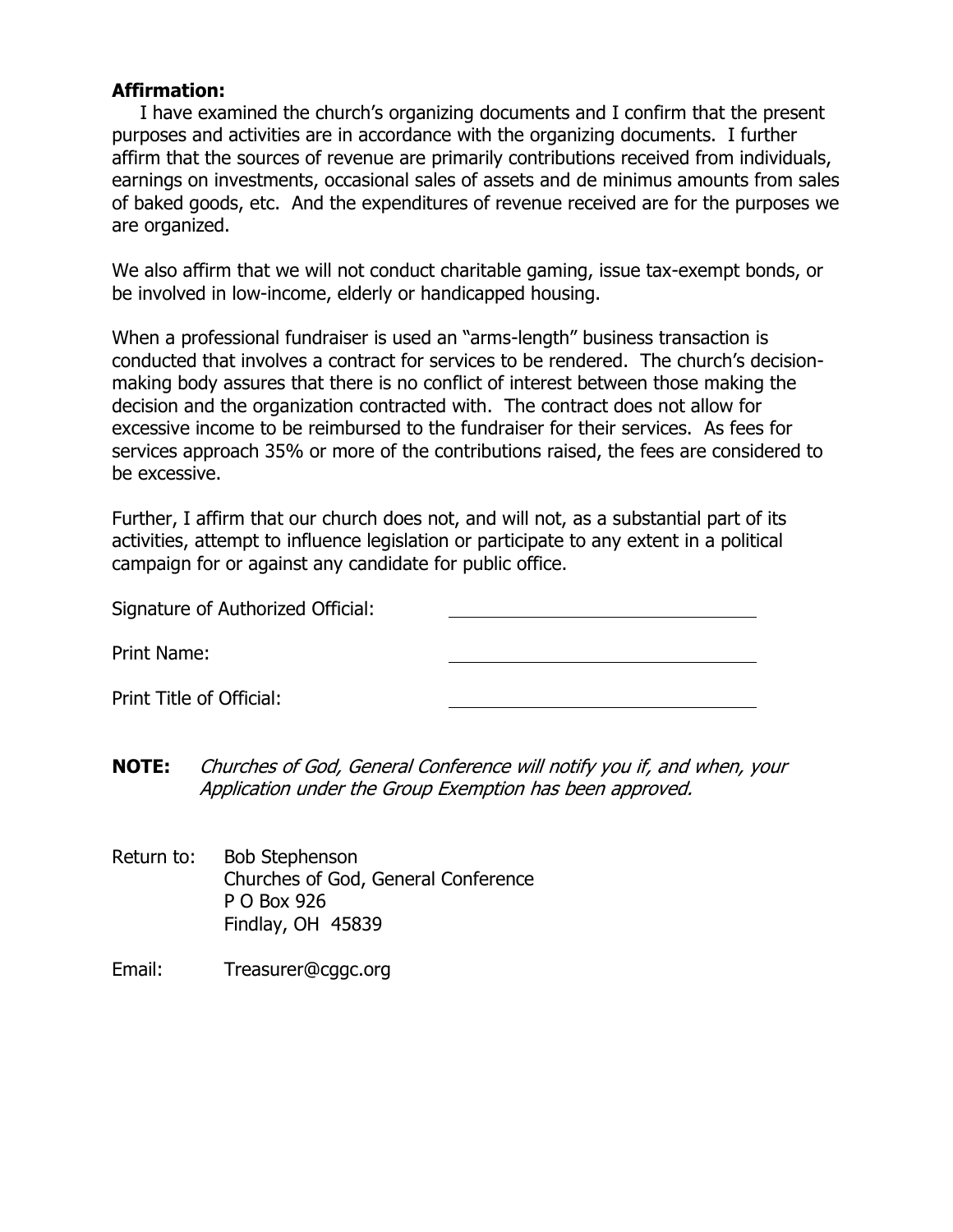**Affirmation:**

I have examined the church's organizing documents and I confirm that the present purposes and activities are in accordance with the organizing documents. I further affirm that the sources of revenue are primarily contributions received from individuals, earnings on investments, occasional sales of assets and de minimus amounts from sales of baked goods, etc. And the expenditures of revenue received are for the purposes we are organized.

We also affirm that we will not conduct charitable gaming, issue tax-exempt bonds, or be involved in low-income, elderly or handicapped housing.

When a professional fundraiser is used an "arms-length" business transaction is conducted that involves a contract for services to be rendered. The church's decision-making body assures that there is no conflict of interest between those making the decision and the organization contracted with. The contract does not allow for excessive income to be reimbursed to the fundraiser for their services. As fees for services approach 35% or more of the contributions raised, the fees are considered to be excessive.

Further, I affirm that our church does not, and will not, as a substantial part of its activities, attempt to influence legislation or participate to any extent in a political campaign for or against any candidate for public office.

Signature of Authorized Official: ______________________________

Print Name: ______________________________

Print Title of Official: ______________________________

**NOTE:** *Churches of God, General Conference will notify you if, and when, your Application under the Group Exemption has been approved.*

Return to: Bob Stephenson
Churches of God, General Conference
P O Box 926
Findlay, OH 45839

Email: Treasurer@cggc.org